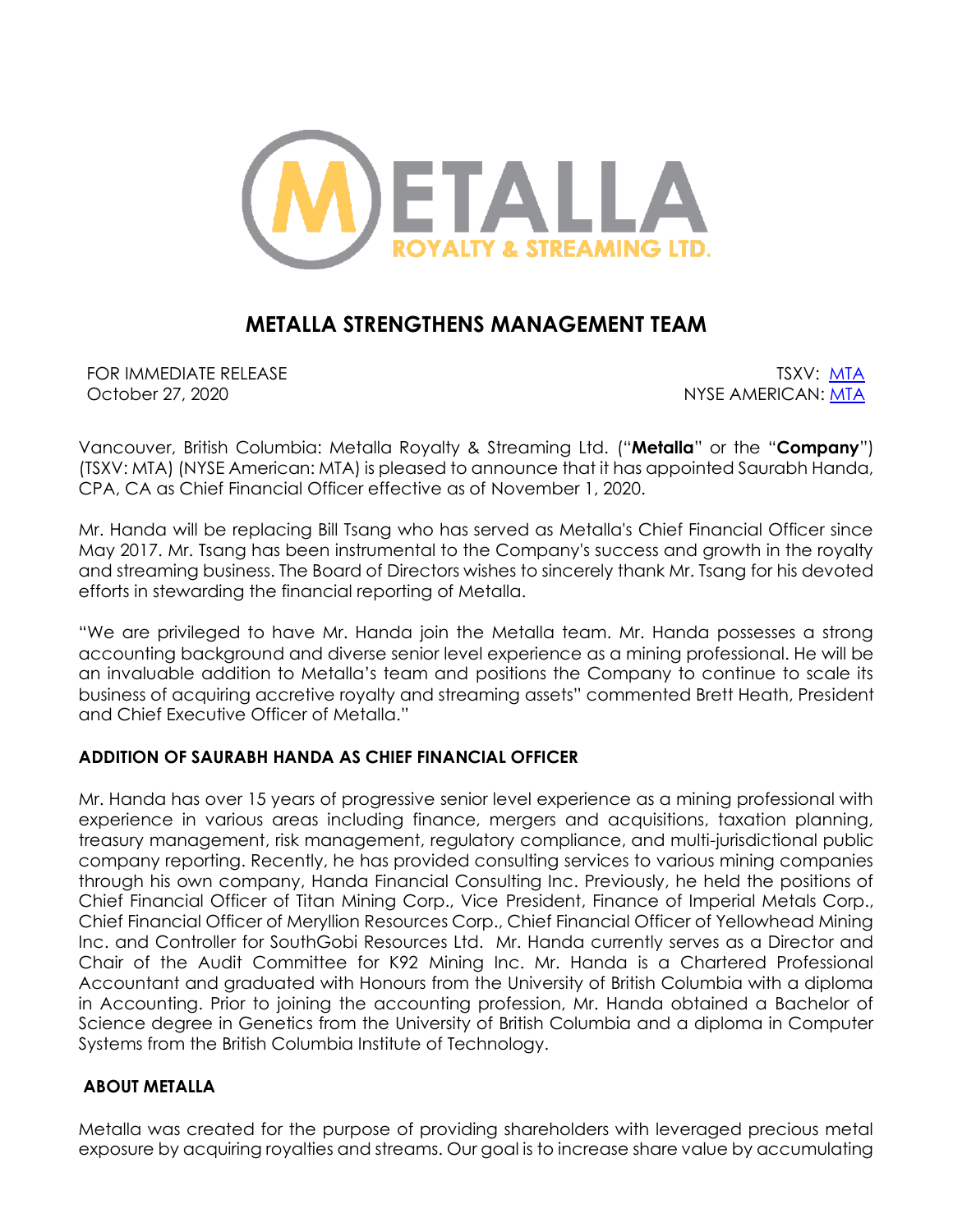# METALLA STRENGTHENS MANAGEMENT TEAM

FOR IMMEDIATE RELEASE
October 27, 2020

TSXV: [MTA](MTA)
NYSE AMERICAN: [MTA](MTA)

Vancouver, British Columbia: Metalla Royalty & Streaming Ltd. ("**Metalla**" or the "**Company**") (TSXV: MTA) (NYSE American: MTA) is pleased to announce that it has appointed Saurabh Handa, CPA, CA as Chief Financial Officer effective as of November 1, 2020.

Mr. Handa will be replacing Bill Tsang who has served as Metalla's Chief Financial Officer since May 2017. Mr. Tsang has been instrumental to the Company's success and growth in the royalty and streaming business. The Board of Directors wishes to sincerely thank Mr. Tsang for his devoted efforts in stewarding the financial reporting of Metalla.

"We are privileged to have Mr. Handa join the Metalla team. Mr. Handa possesses a strong accounting background and diverse senior level experience as a mining professional. He will be an invaluable addition to Metalla's team and positions the Company to continue to scale its business of acquiring accretive royalty and streaming assets" commented Brett Heath, President and Chief Executive Officer of Metalla."

## ADDITION OF SAURABH HANDA AS CHIEF FINANCIAL OFFICER

Mr. Handa has over 15 years of progressive senior level experience as a mining professional with experience in various areas including finance, mergers and acquisitions, taxation planning, treasury management, risk management, regulatory compliance, and multi-jurisdictional public company reporting. Recently, he has provided consulting services to various mining companies through his own company, Handa Financial Consulting Inc. Previously, he held the positions of Chief Financial Officer of Titan Mining Corp., Vice President, Finance of Imperial Metals Corp., Chief Financial Officer of Meryllion Resources Corp., Chief Financial Officer of Yellowhead Mining Inc. and Controller for SouthGobi Resources Ltd. Mr. Handa currently serves as a Director and Chair of the Audit Committee for K92 Mining Inc. Mr. Handa is a Chartered Professional Accountant and graduated with Honours from the University of British Columbia with a diploma in Accounting. Prior to joining the accounting profession, Mr. Handa obtained a Bachelor of Science degree in Genetics from the University of British Columbia and a diploma in Computer Systems from the British Columbia Institute of Technology.

## ABOUT METALLA

Metalla was created for the purpose of providing shareholders with leveraged precious metal exposure by acquiring royalties and streams. Our goal is to increase share value by accumulating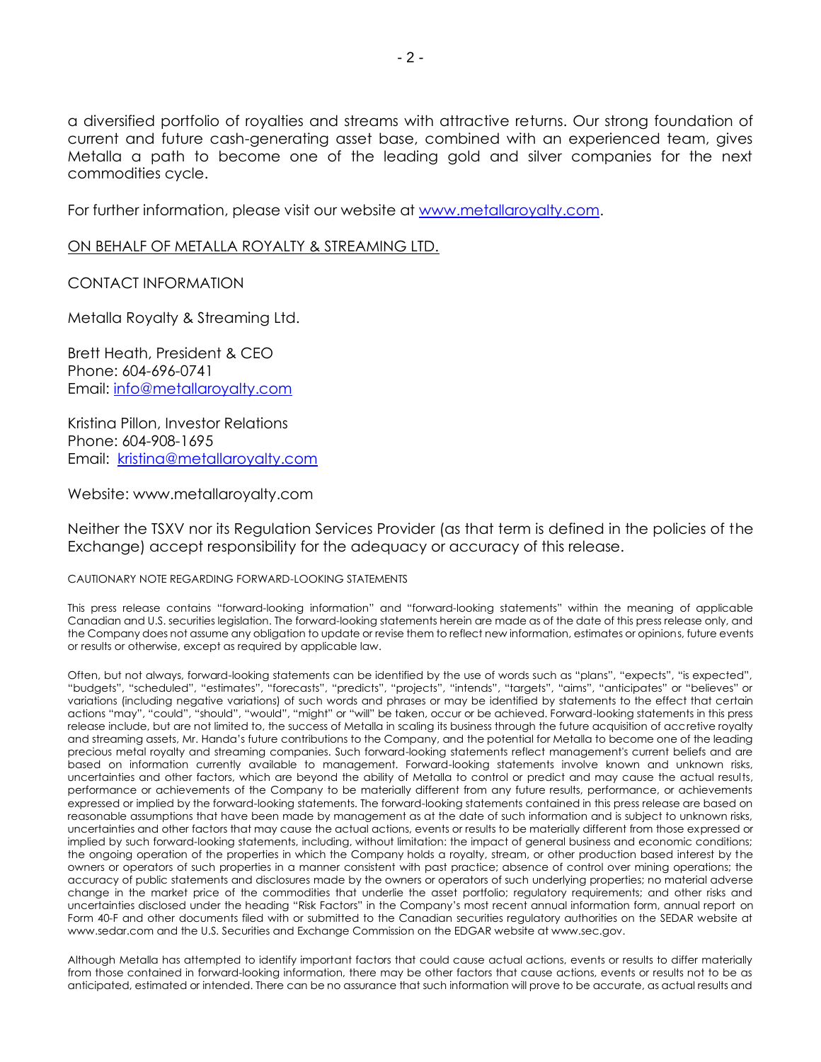a diversified portfolio of royalties and streams with attractive returns. Our strong foundation of current and future cash-generating asset base, combined with an experienced team, gives Metalla a path to become one of the leading gold and silver companies for the next commodities cycle.

For further information, please visit our website at [www.metallaroyalty.com](http://www.metallaroyalty.com).

<u>ON BEHALF OF METALLA ROYALTY & STREAMING LTD.</u>

CONTACT INFORMATION

Metalla Royalty & Streaming Ltd.

Brett Heath, President & CEO
Phone: 604-696-0741
Email: [info@metallaroyalty.com](mailto:info@metallaroyalty.com)

Kristina Pillon, Investor Relations
Phone: 604-908-1695
Email: [kristina@metallaroyalty.com](mailto:kristina@metallaroyalty.com)

Website: www.metallaroyalty.com

Neither the TSXV nor its Regulation Services Provider (as that term is defined in the policies of the Exchange) accept responsibility for the adequacy or accuracy of this release.

CAUTIONARY NOTE REGARDING FORWARD-LOOKING STATEMENTS

This press release contains "forward-looking information" and "forward-looking statements" within the meaning of applicable Canadian and U.S. securities legislation. The forward-looking statements herein are made as of the date of this press release only, and the Company does not assume any obligation to update or revise them to reflect new information, estimates or opinions, future events or results or otherwise, except as required by applicable law.

Often, but not always, forward-looking statements can be identified by the use of words such as "plans", "expects", "is expected", "budgets", "scheduled", "estimates", "forecasts", "predicts", "projects", "intends", "targets", "aims", "anticipates" or "believes" or variations (including negative variations) of such words and phrases or may be identified by statements to the effect that certain actions "may", "could", "should", "would", "might" or "will" be taken, occur or be achieved. Forward-looking statements in this press release include, but are not limited to, the success of Metalla in scaling its business through the future acquisition of accretive royalty and streaming assets, Mr. Handa's future contributions to the Company, and the potential for Metalla to become one of the leading precious metal royalty and streaming companies. Such forward-looking statements reflect management's current beliefs and are based on information currently available to management. Forward-looking statements involve known and unknown risks, uncertainties and other factors, which are beyond the ability of Metalla to control or predict and may cause the actual results, performance or achievements of the Company to be materially different from any future results, performance, or achievements expressed or implied by the forward-looking statements. The forward-looking statements contained in this press release are based on reasonable assumptions that have been made by management as at the date of such information and is subject to unknown risks, uncertainties and other factors that may cause the actual actions, events or results to be materially different from those expressed or implied by such forward-looking statements, including, without limitation: the impact of general business and economic conditions; the ongoing operation of the properties in which the Company holds a royalty, stream, or other production based interest by the owners or operators of such properties in a manner consistent with past practice; absence of control over mining operations; the accuracy of public statements and disclosures made by the owners or operators of such underlying properties; no material adverse change in the market price of the commodities that underlie the asset portfolio; regulatory requirements; and other risks and uncertainties disclosed under the heading "Risk Factors" in the Company's most recent annual information form, annual report on Form 40-F and other documents filed with or submitted to the Canadian securities regulatory authorities on the SEDAR website at www.sedar.com and the U.S. Securities and Exchange Commission on the EDGAR website at www.sec.gov.

Although Metalla has attempted to identify important factors that could cause actual actions, events or results to differ materially from those contained in forward-looking information, there may be other factors that cause actions, events or results not to be as anticipated, estimated or intended. There can be no assurance that such information will prove to be accurate, as actual results and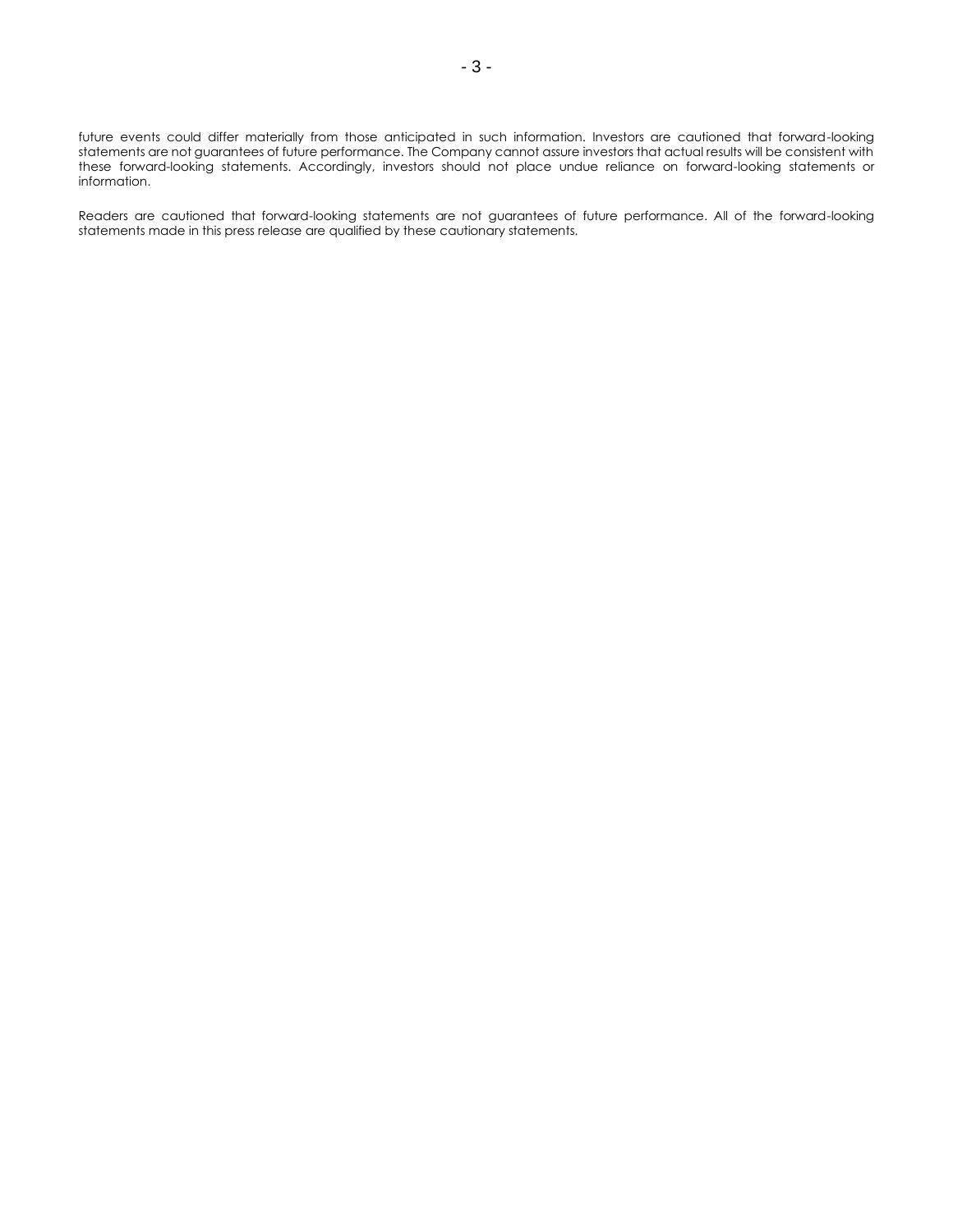future events could differ materially from those anticipated in such information. Investors are cautioned that forward-looking statements are not guarantees of future performance. The Company cannot assure investors that actual results will be consistent with these forward-looking statements. Accordingly, investors should not place undue reliance on forward-looking statements or information.

Readers are cautioned that forward-looking statements are not guarantees of future performance. All of the forward-looking statements made in this press release are qualified by these cautionary statements.